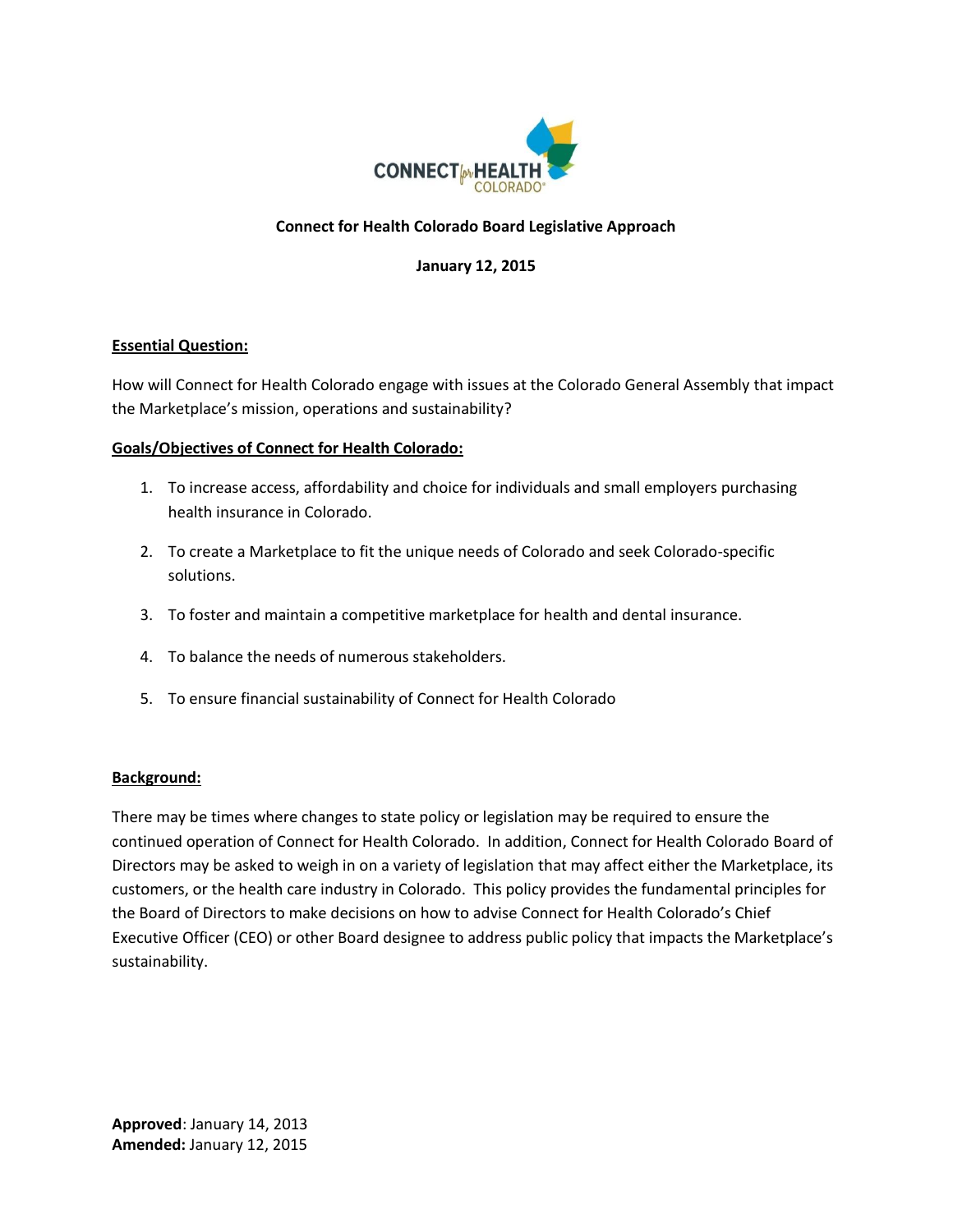# Connect for Health Colorado Board Legislative Approach

**January 12, 2015**

## Essential Question:

How will Connect for Health Colorado engage with issues at the Colorado General Assembly that impact the Marketplace's mission, operations and sustainability?

## Goals/Objectives of Connect for Health Colorado:

1. To increase access, affordability and choice for individuals and small employers purchasing health insurance in Colorado.
2. To create a Marketplace to fit the unique needs of Colorado and seek Colorado-specific solutions.
3. To foster and maintain a competitive marketplace for health and dental insurance.
4. To balance the needs of numerous stakeholders.
5. To ensure financial sustainability of Connect for Health Colorado

## Background:

There may be times where changes to state policy or legislation may be required to ensure the continued operation of Connect for Health Colorado. In addition, Connect for Health Colorado Board of Directors may be asked to weigh in on a variety of legislation that may affect either the Marketplace, its customers, or the health care industry in Colorado. This policy provides the fundamental principles for the Board of Directors to make decisions on how to advise Connect for Health Colorado's Chief Executive Officer (CEO) or other Board designee to address public policy that impacts the Marketplace's sustainability.

**Approved**: January 14, 2013
**Amended:** January 12, 2015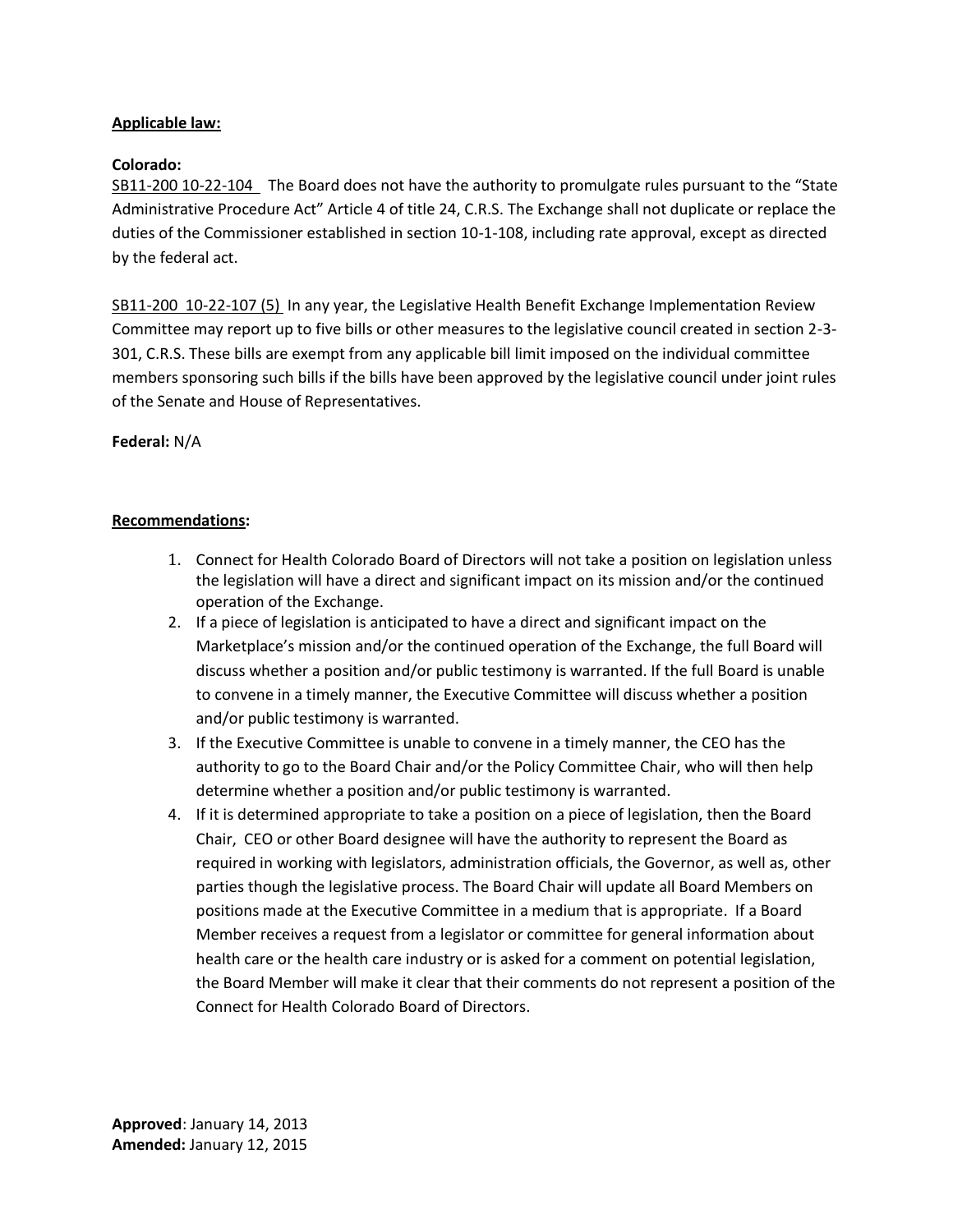**Applicable law:**

**Colorado:**
SB11-200 10-22-104 The Board does not have the authority to promulgate rules pursuant to the "State Administrative Procedure Act" Article 4 of title 24, C.R.S. The Exchange shall not duplicate or replace the duties of the Commissioner established in section 10-1-108, including rate approval, except as directed by the federal act.

SB11-200 10-22-107 (5) In any year, the Legislative Health Benefit Exchange Implementation Review Committee may report up to five bills or other measures to the legislative council created in section 2-3-301, C.R.S. These bills are exempt from any applicable bill limit imposed on the individual committee members sponsoring such bills if the bills have been approved by the legislative council under joint rules of the Senate and House of Representatives.

**Federal:** N/A

**Recommendations:**

1. Connect for Health Colorado Board of Directors will not take a position on legislation unless the legislation will have a direct and significant impact on its mission and/or the continued operation of the Exchange.
2. If a piece of legislation is anticipated to have a direct and significant impact on the Marketplace's mission and/or the continued operation of the Exchange, the full Board will discuss whether a position and/or public testimony is warranted. If the full Board is unable to convene in a timely manner, the Executive Committee will discuss whether a position and/or public testimony is warranted.
3. If the Executive Committee is unable to convene in a timely manner, the CEO has the authority to go to the Board Chair and/or the Policy Committee Chair, who will then help determine whether a position and/or public testimony is warranted.
4. If it is determined appropriate to take a position on a piece of legislation, then the Board Chair, CEO or other Board designee will have the authority to represent the Board as required in working with legislators, administration officials, the Governor, as well as, other parties though the legislative process. The Board Chair will update all Board Members on positions made at the Executive Committee in a medium that is appropriate. If a Board Member receives a request from a legislator or committee for general information about health care or the health care industry or is asked for a comment on potential legislation, the Board Member will make it clear that their comments do not represent a position of the Connect for Health Colorado Board of Directors.

**Approved**: January 14, 2013
**Amended:** January 12, 2015